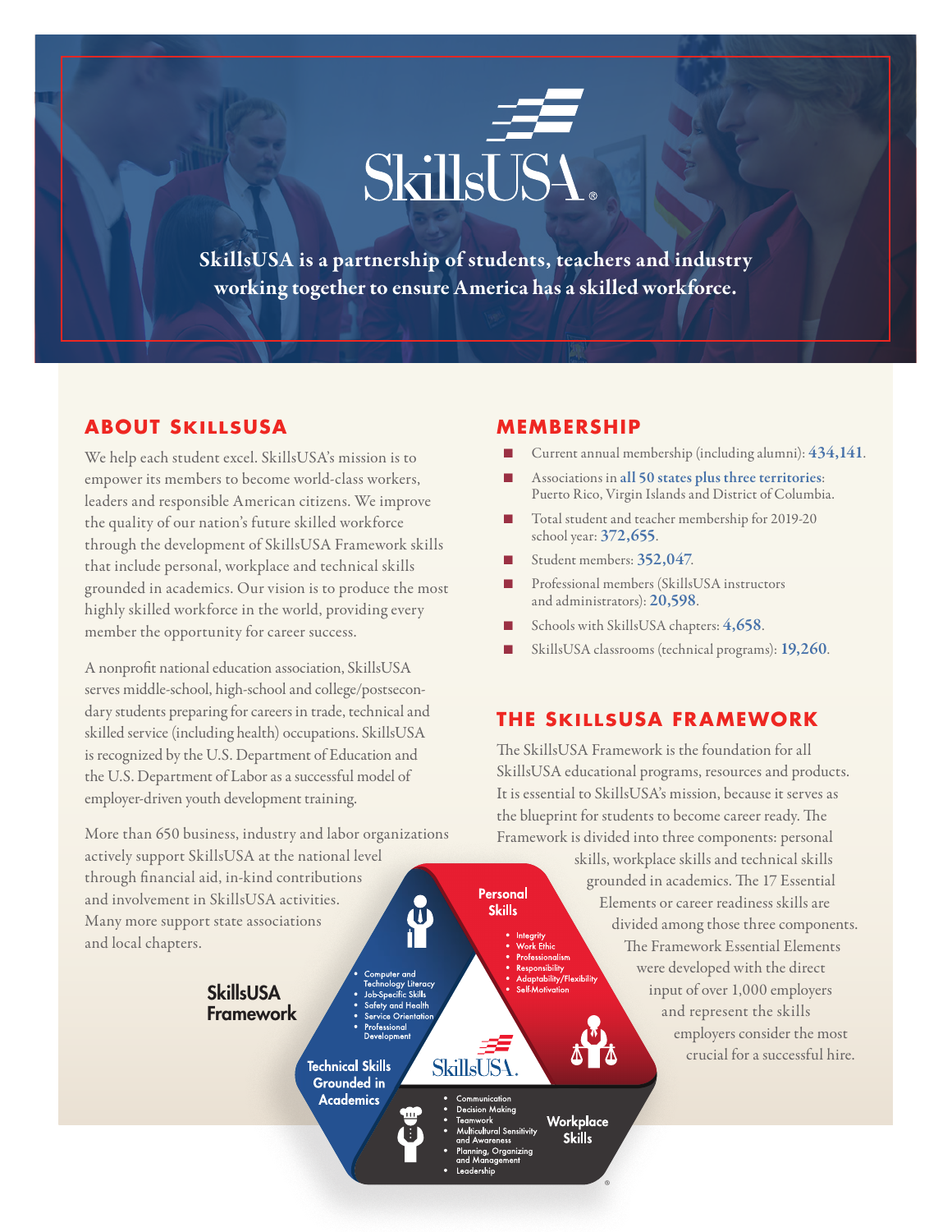SkillsUSA

**SkillsUSA is a partnership of students, teachers and industry working together to ensure America has a skilled workforce.**

## ABOUT SKILLSUSA

We help each student excel. SkillsUSA's mission is to empower its members to become world-class workers, leaders and responsible American citizens. We improve the quality of our nation's future skilled workforce through the development of SkillsUSA Framework skills that include personal, workplace and technical skills grounded in academics. Our vision is to produce the most highly skilled workforce in the world, providing every member the opportunity for career success.

A nonprofit national education association, SkillsUSA serves middle-school, high-school and college/postsecondary students preparing for careers in trade, technical and skilled service (including health) occupations. SkillsUSA is recognized by the U.S. Department of Education and the U.S. Department of Labor as a successful model of employer-driven youth development training.

More than 650 business, industry and labor organizations actively support SkillsUSA at the national level through financial aid, in-kind contributions and involvement in SkillsUSA activities. Many more support state associations and local chapters.

## MEMBERSHIP

- Current annual membership (including alumni): **434,141**.
- Associations in **all 50 states plus three territories**: Puerto Rico, Virgin Islands and District of Columbia.
- Total student and teacher membership for 2019-20 school year: **372,655**.
- Student members: **352,047**.
- Professional members (SkillsUSA instructors and administrators): **20,598**.
- Schools with SkillsUSA chapters: **4,658**.
- SkillsUSA classrooms (technical programs): **19,260**.

## THE SKILLSUSA FRAMEWORK

The SkillsUSA Framework is the foundation for all SkillsUSA educational programs, resources and products. It is essential to SkillsUSA's mission, because it serves as the blueprint for students to become career ready. The Framework is divided into three components: personal skills, workplace skills and technical skills grounded in academics. The 17 Essential Elements or career readiness skills are divided among those three components. The Framework Essential Elements were developed with the direct input of over 1,000 employers and represent the skills employers consider the most crucial for a successful hire.

**SkillsUSA Framework**

**Personal Skills**
- Integrity
- Work Ethic
- Professionalism
- Responsibility
- Adaptability/Flexibility
- Self-Motivation

**Workplace Skills**
- Communication
- Decision Making
- Teamwork
- Multicultural Sensitivity and Awareness
- Planning, Organizing and Management
- Leadership

**Technical Skills Grounded in Academics**
- Computer and Technology Literacy
- Job-Specific Skills
- Safety and Health
- Service Orientation
- Professional Development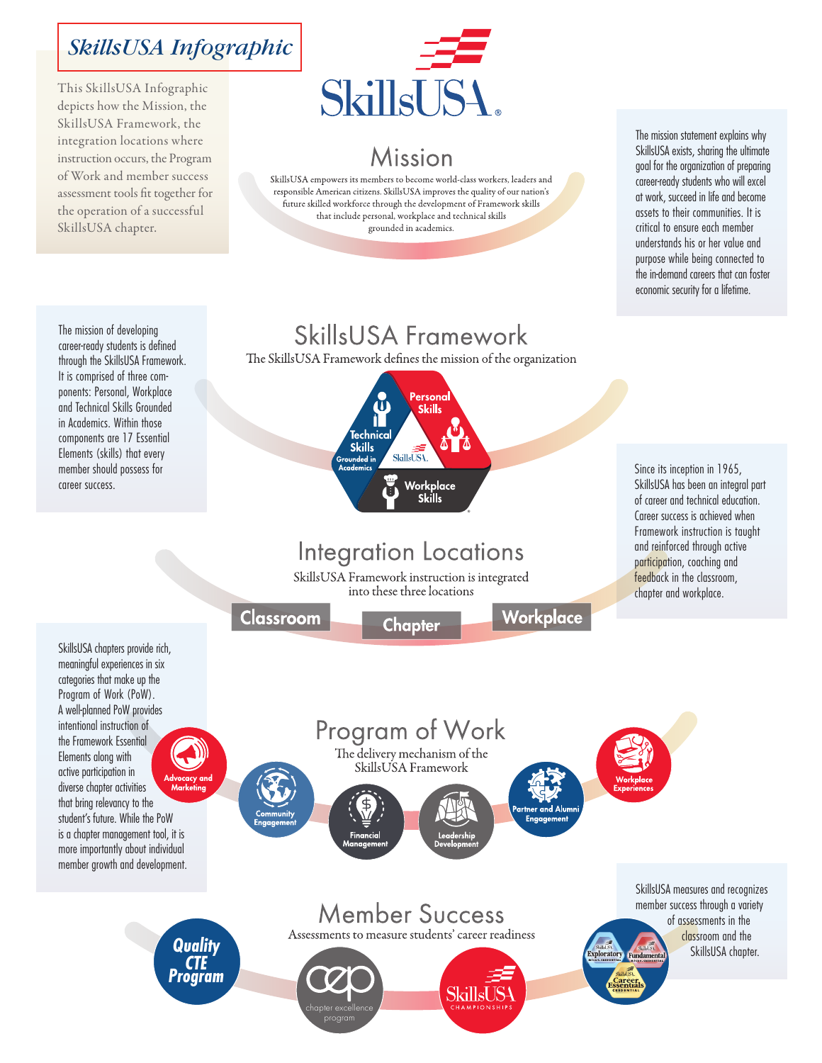# SkillsUSA Infographic

This SkillsUSA Infographic depicts how the Mission, the SkillsUSA Framework, the integration locations where instruction occurs, the Program of Work and member success assessment tools fit together for the operation of a successful SkillsUSA chapter.

SkillsUSA

## Mission

SkillsUSA empowers its members to become world-class workers, leaders and responsible American citizens. SkillsUSA improves the quality of our nation's future skilled workforce through the development of Framework skills that include personal, workplace and technical skills grounded in academics.

The mission statement explains why SkillsUSA exists, sharing the ultimate goal for the organization of preparing career-ready students who will excel at work, succeed in life and become assets to their communities. It is critical to ensure each member understands his or her value and purpose while being connected to the in-demand careers that can foster economic security for a lifetime.

## SkillsUSA Framework

The SkillsUSA Framework defines the mission of the organization

- Personal Skills
- Technical Skills Grounded in Academics
- Workplace Skills

The mission of developing career-ready students is defined through the SkillsUSA Framework. It is comprised of three components: Personal, Workplace and Technical Skills Grounded in Academics. Within those components are 17 Essential Elements (skills) that every member should possess for career success.

## Integration Locations

SkillsUSA Framework instruction is integrated into these three locations

- Classroom
- Chapter
- Workplace

Since its inception in 1965, SkillsUSA has been an integral part of career and technical education. Career success is achieved when Framework instruction is taught and reinforced through active participation, coaching and feedback in the classroom, chapter and workplace.

## Program of Work

The delivery mechanism of the SkillsUSA Framework

- Advocacy and Marketing
- Community Engagement
- Financial Management
- Leadership Development
- Partner and Alumni Engagement
- Workplace Experiences

SkillsUSA chapters provide rich, meaningful experiences in six categories that make up the Program of Work (PoW). A well-planned PoW provides intentional instruction of the Framework Essential Elements along with active participation in diverse chapter activities that bring relevancy to the student's future. While the PoW is a chapter management tool, it is more importantly about individual member growth and development.

## Member Success

Assessments to measure students' career readiness

- Quality CTE Program
- cep chapter excellence program
- SkillsUSA Championships
- Exploratory, Fundamental, Career Essentials

SkillsUSA measures and recognizes member success through a variety of assessments in the classroom and the SkillsUSA chapter.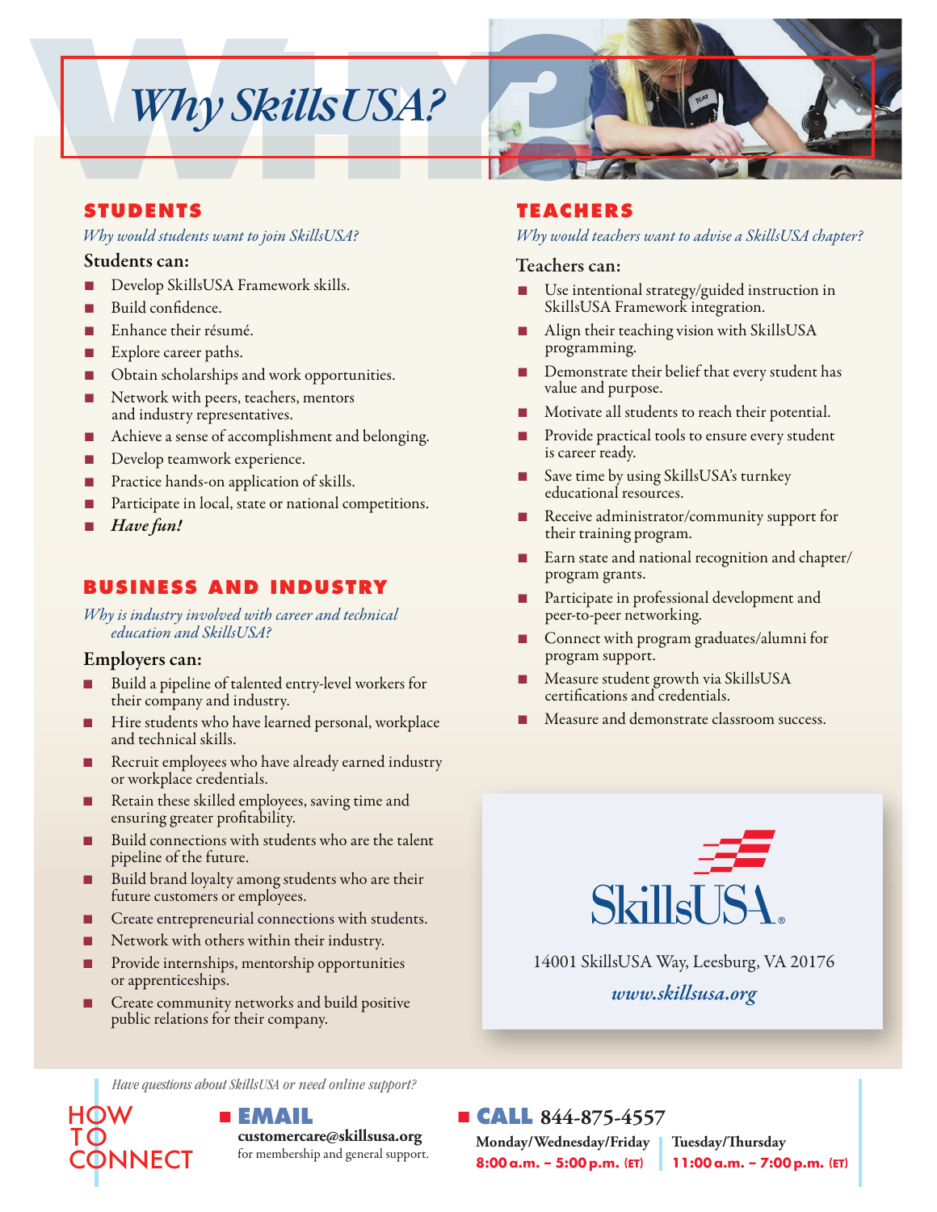# Why SkillsUSA?

## STUDENTS

*Why would students want to join SkillsUSA?*

**Students can:**

- Develop SkillsUSA Framework skills.
- Build confidence.
- Enhance their résumé.
- Explore career paths.
- Obtain scholarships and work opportunities.
- Network with peers, teachers, mentors and industry representatives.
- Achieve a sense of accomplishment and belonging.
- Develop teamwork experience.
- Practice hands-on application of skills.
- Participate in local, state or national competitions.
- ***Have fun!***

## BUSINESS AND INDUSTRY

*Why is industry involved with career and technical education and SkillsUSA?*

**Employers can:**

- Build a pipeline of talented entry-level workers for their company and industry.
- Hire students who have learned personal, workplace and technical skills.
- Recruit employees who have already earned industry or workplace credentials.
- Retain these skilled employees, saving time and ensuring greater profitability.
- Build connections with students who are the talent pipeline of the future.
- Build brand loyalty among students who are their future customers or employees.
- Create entrepreneurial connections with students.
- Network with others within their industry.
- Provide internships, mentorship opportunities or apprenticeships.
- Create community networks and build positive public relations for their company.

## TEACHERS

*Why would teachers want to advise a SkillsUSA chapter?*

**Teachers can:**

- Use intentional strategy/guided instruction in SkillsUSA Framework integration.
- Align their teaching vision with SkillsUSA programming.
- Demonstrate their belief that every student has value and purpose.
- Motivate all students to reach their potential.
- Provide practical tools to ensure every student is career ready.
- Save time by using SkillsUSA's turnkey educational resources.
- Receive administrator/community support for their training program.
- Earn state and national recognition and chapter/program grants.
- Participate in professional development and peer-to-peer networking.
- Connect with program graduates/alumni for program support.
- Measure student growth via SkillsUSA certifications and credentials.
- Measure and demonstrate classroom success.

SkillsUSA®

14001 SkillsUSA Way, Leesburg, VA 20176

*www.skillsusa.org*

## HOW TO CONNECT

*Have questions about SkillsUSA or need online support?*

**EMAIL**
**customercare@skillsusa.org**
for membership and general support.

**CALL 844-875-4557**

**Monday/Wednesday/Friday**
**8:00 a.m. – 5:00 p.m. (ET)**

**Tuesday/Thursday**
**11:00 a.m. – 7:00 p.m. (ET)**